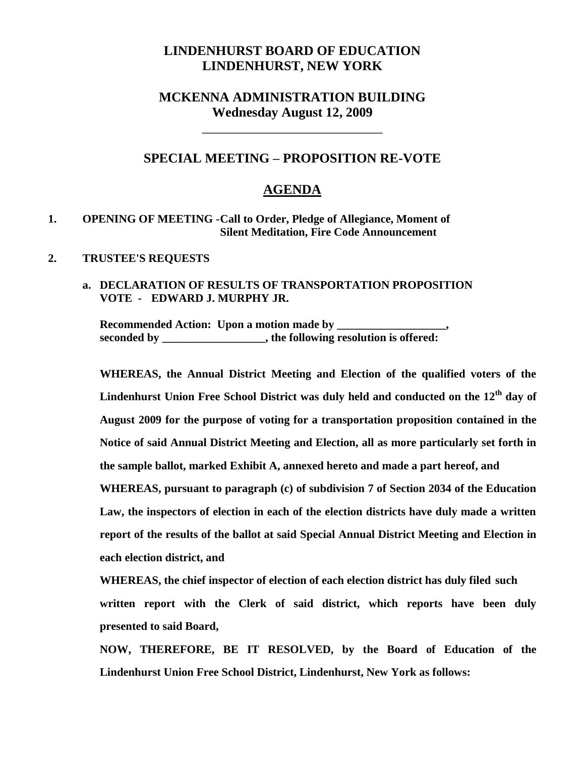# LINDENHURST BOARD OF EDUCATION
# LINDENHURST, NEW YORK

## MCKENNA ADMINISTRATION BUILDING
## Wednesday August 12, 2009

______________________________

## SPECIAL MEETING – PROPOSITION RE-VOTE

## AGENDA

**1. OPENING OF MEETING -Call to Order, Pledge of Allegiance, Moment of Silent Meditation, Fire Code Announcement**

**2. TRUSTEE'S REQUESTS**

**a. DECLARATION OF RESULTS OF TRANSPORTATION PROPOSITION VOTE - EDWARD J. MURPHY JR.**

**Recommended Action: Upon a motion made by ___________________, seconded by __________________, the following resolution is offered:**

**WHEREAS, the Annual District Meeting and Election of the qualified voters of the Lindenhurst Union Free School District was duly held and conducted on the 12th day of August 2009 for the purpose of voting for a transportation proposition contained in the Notice of said Annual District Meeting and Election, all as more particularly set forth in the sample ballot, marked Exhibit A, annexed hereto and made a part hereof, and**

**WHEREAS, pursuant to paragraph (c) of subdivision 7 of Section 2034 of the Education Law, the inspectors of election in each of the election districts have duly made a written report of the results of the ballot at said Special Annual District Meeting and Election in each election district, and**

**WHEREAS, the chief inspector of election of each election district has duly filed such written report with the Clerk of said district, which reports have been duly presented to said Board,**

**NOW, THEREFORE, BE IT RESOLVED, by the Board of Education of the Lindenhurst Union Free School District, Lindenhurst, New York as follows:**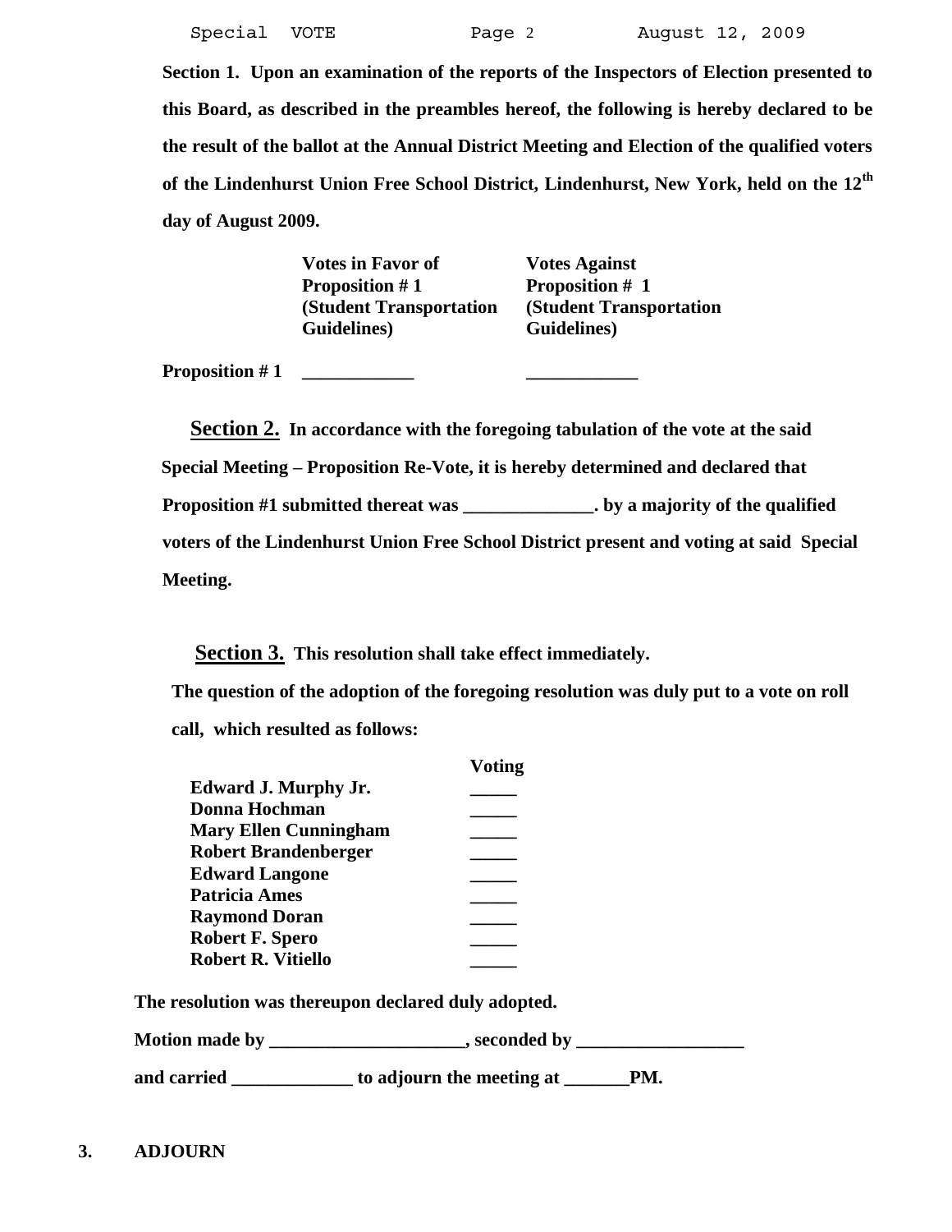**Section 1. Upon an examination of the reports of the Inspectors of Election presented to this Board, as described in the preambles hereof, the following is hereby declared to be the result of the ballot at the Annual District Meeting and Election of the qualified voters of the Lindenhurst Union Free School District, Lindenhurst, New York, held on the 12th day of August 2009.**

| | Votes in Favor of Proposition # 1 (Student Transportation Guidelines) | Votes Against Proposition # 1 (Student Transportation Guidelines) |
|---|---|---|
| **Proposition # 1** | ____________ | ____________ |

**Section 2.** **In accordance with the foregoing tabulation of the vote at the said Special Meeting – Proposition Re-Vote, it is hereby determined and declared that Proposition #1 submitted thereat was ______________. by a majority of the qualified voters of the Lindenhurst Union Free School District present and voting at said Special Meeting.**

**Section 3.** **This resolution shall take effect immediately.**

**The question of the adoption of the foregoing resolution was duly put to a vote on roll call, which resulted as follows:**

| | Voting |
|---|---|
| **Edward J. Murphy Jr.** | _____ |
| **Donna Hochman** | _____ |
| **Mary Ellen Cunningham** | _____ |
| **Robert Brandenberger** | _____ |
| **Edward Langone** | _____ |
| **Patricia Ames** | _____ |
| **Raymond Doran** | _____ |
| **Robert F. Spero** | _____ |
| **Robert R. Vitiello** | _____ |

**The resolution was thereupon declared duly adopted.**

**Motion made by _____________________, seconded by __________________**

**and carried _____________ to adjourn the meeting at _______PM.**

**3. ADJOURN**